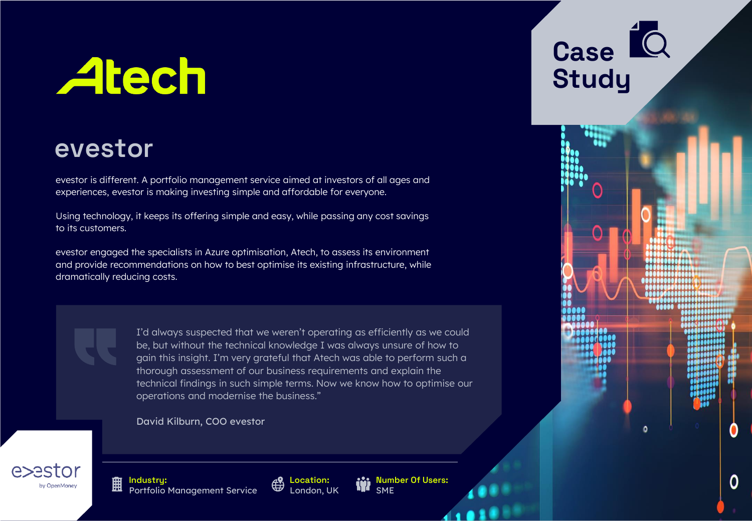# Atech

Case Study

## evestor

evestor is different. A portfolio management service aimed at investors of all ages and experiences, evestor is making investing simple and affordable for everyone.

Using technology, it keeps its offering simple and easy, while passing any cost savings to its customers.

evestor engaged the specialists in Azure optimisation, Atech, to assess its environment and provide recommendations on how to best optimise its existing infrastructure, while dramatically reducing costs.

> I'd always suspected that we weren't operating as efficiently as we could be, but without the technical knowledge I was always unsure of how to gain this insight. I'm very grateful that Atech was able to perform such a thorough assessment of our business requirements and explain the technical findings in such simple terms. Now we know how to optimise our operations and modernise the business."
>
> David Kilburn, COO evestor

evestor by OpenMoney

**Industry:** Portfolio Management Service

**Location:** London, UK

**Number Of Users:** SME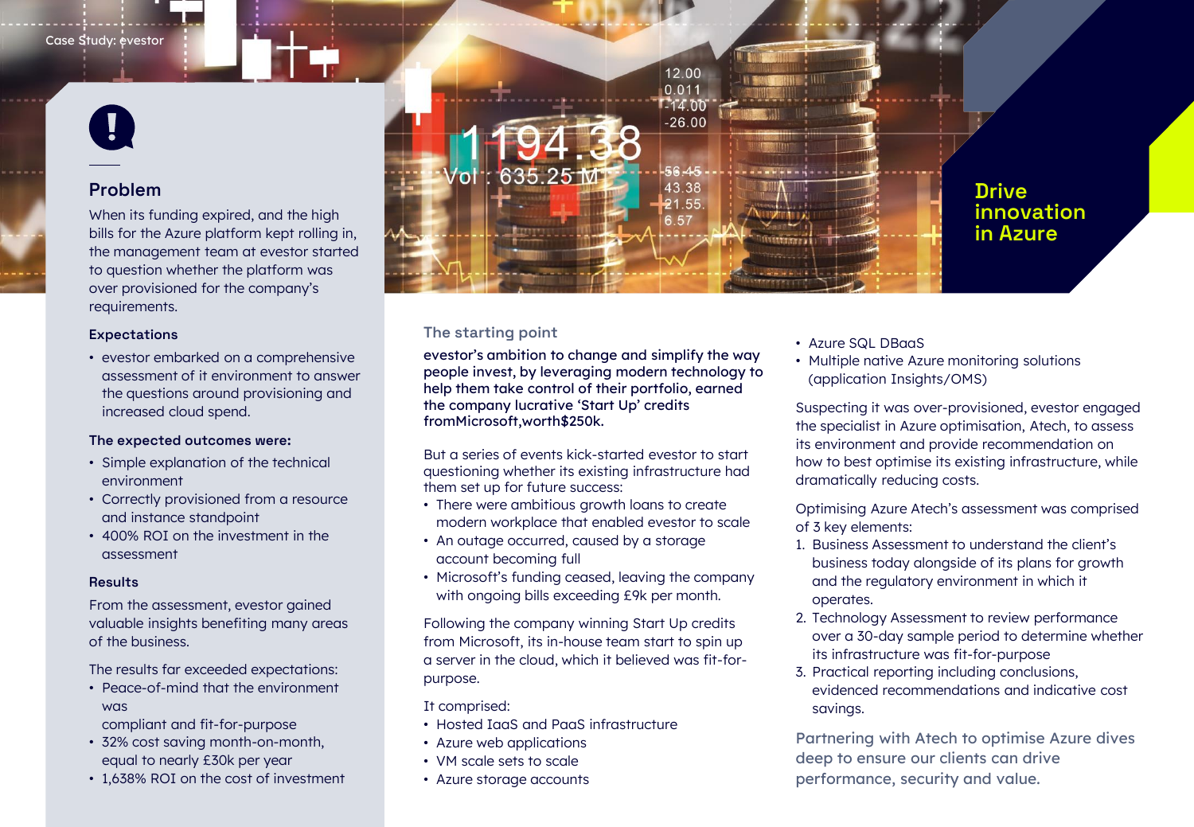Case Study: evestor

## Problem

When its funding expired, and the high bills for the Azure platform kept rolling in, the management team at evestor started to question whether the platform was over provisioned for the company's requirements.

### Expectations

- evestor embarked on a comprehensive assessment of it environment to answer the questions around provisioning and increased cloud spend.

**The expected outcomes were:**

- Simple explanation of the technical environment
- Correctly provisioned from a resource and instance standpoint
- 400% ROI on the investment in the assessment

### Results

From the assessment, evestor gained valuable insights benefiting many areas of the business.

The results far exceeded expectations:

- Peace-of-mind that the environment was compliant and fit-for-purpose
- 32% cost saving month-on-month, equal to nearly £30k per year
- 1,638% ROI on the cost of investment

## Drive innovation in Azure

### The starting point

**evestor's ambition to change and simplify the way people invest, by leveraging modern technology to help them take control of their portfolio, earned the company lucrative 'Start Up' credits fromMicrosoft,worth$250k.**

But a series of events kick-started evestor to start questioning whether its existing infrastructure had them set up for future success:

- There were ambitious growth loans to create modern workplace that enabled evestor to scale
- An outage occurred, caused by a storage account becoming full
- Microsoft's funding ceased, leaving the company with ongoing bills exceeding £9k per month.

Following the company winning Start Up credits from Microsoft, its in-house team start to spin up a server in the cloud, which it believed was fit-for-purpose.

It comprised:

- Hosted IaaS and PaaS infrastructure
- Azure web applications
- VM scale sets to scale
- Azure storage accounts
- Azure SQL DBaaS
- Multiple native Azure monitoring solutions (application Insights/OMS)

Suspecting it was over-provisioned, evestor engaged the specialist in Azure optimisation, Atech, to assess its environment and provide recommendation on how to best optimise its existing infrastructure, while dramatically reducing costs.

Optimising Azure Atech's assessment was comprised of 3 key elements:

1. Business Assessment to understand the client's business today alongside of its plans for growth and the regulatory environment in which it operates.
2. Technology Assessment to review performance over a 30-day sample period to determine whether its infrastructure was fit-for-purpose
3. Practical reporting including conclusions, evidenced recommendations and indicative cost savings.

Partnering with Atech to optimise Azure dives deep to ensure our clients can drive performance, security and value.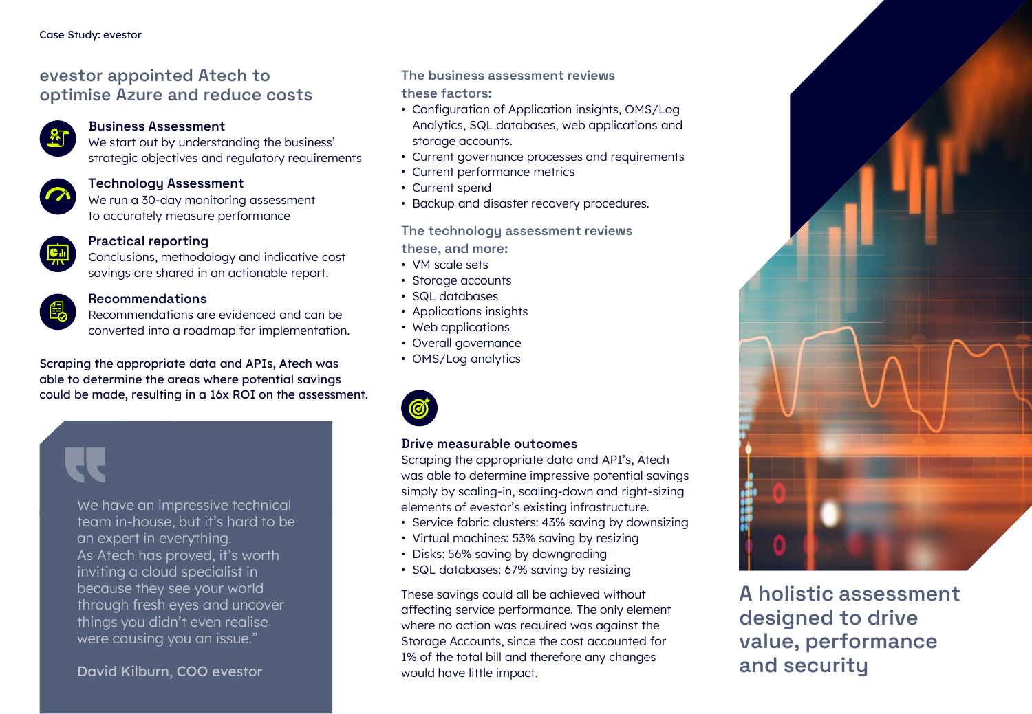## evestor appointed Atech to optimise Azure and reduce costs

### Business Assessment

We start out by understanding the business' strategic objectives and regulatory requirements

### Technology Assessment

We run a 30-day monitoring assessment to accurately measure performance

### Practical reporting

Conclusions, methodology and indicative cost savings are shared in an actionable report.

### Recommendations

Recommendations are evidenced and can be converted into a roadmap for implementation.

Scraping the appropriate data and APIs, Atech was able to determine the areas where potential savings could be made, resulting in a 16x ROI on the assessment.

> We have an impressive technical team in-house, but it's hard to be an expert in everything.
> As Atech has proved, it's worth inviting a cloud specialist in because they see your world through fresh eyes and uncover things you didn't even realise were causing you an issue."
>
> David Kilburn, COO evestor

**The business assessment reviews these factors:**

- Configuration of Application insights, OMS/Log Analytics, SQL databases, web applications and storage accounts.
- Current governance processes and requirements
- Current performance metrics
- Current spend
- Backup and disaster recovery procedures.

**The technology assessment reviews these, and more:**

- VM scale sets
- Storage accounts
- SQL databases
- Applications insights
- Web applications
- Overall governance
- OMS/Log analytics

### Drive measurable outcomes

Scraping the appropriate data and API's, Atech was able to determine impressive potential savings simply by scaling-in, scaling-down and right-sizing elements of evestor's existing infrastructure.

- Service fabric clusters: 43% saving by downsizing
- Virtual machines: 53% saving by resizing
- Disks: 56% saving by downgrading
- SQL databases: 67% saving by resizing

These savings could all be achieved without affecting service performance. The only element where no action was required was against the Storage Accounts, since the cost accounted for 1% of the total bill and therefore any changes would have little impact.

## A holistic assessment designed to drive value, performance and security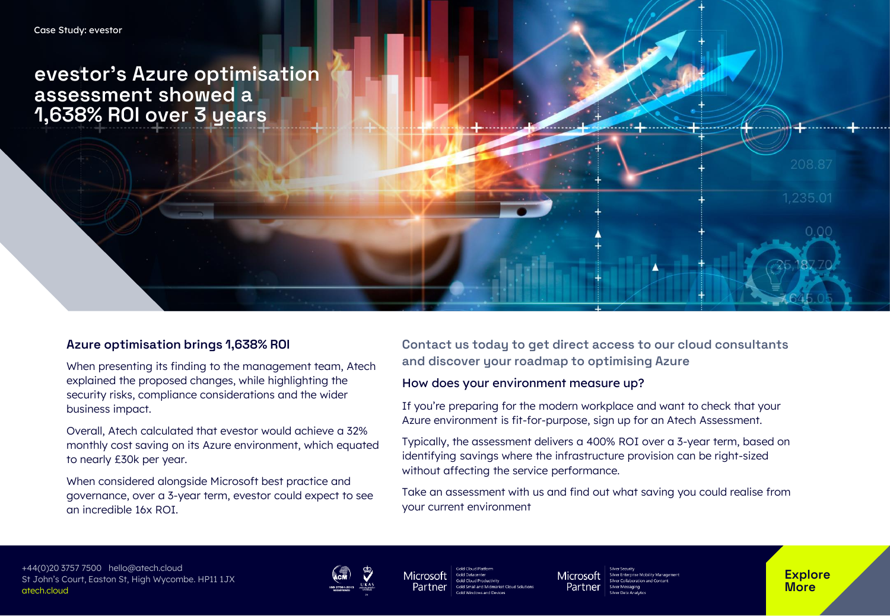Case Study: evestor

# evestor's Azure optimisation assessment showed a 1,638% ROI over 3 years

## Azure optimisation brings 1,638% ROI

When presenting its finding to the management team, Atech explained the proposed changes, while highlighting the security risks, compliance considerations and the wider business impact.

Overall, Atech calculated that evestor would achieve a 32% monthly cost saving on its Azure environment, which equated to nearly £30k per year.

When considered alongside Microsoft best practice and governance, over a 3-year term, evestor could expect to see an incredible 16x ROI.

## Contact us today to get direct access to our cloud consultants and discover your roadmap to optimising Azure

### How does your environment measure up?

If you're preparing for the modern workplace and want to check that your Azure environment is fit-for-purpose, sign up for an Atech Assessment.

Typically, the assessment delivers a 400% ROI over a 3-year term, based on identifying savings where the infrastructure provision can be right-sized without affecting the service performance.

Take an assessment with us and find out what saving you could realise from your current environment

+44(0)20 3757 7500 hello@atech.cloud
St John's Court, Easton St, High Wycombe. HP11 1JX
atech.cloud

Microsoft Partner
Gold Cloud Platform
Gold Datacenter
Gold Cloud Productivity
Gold Small and Midmarket Cloud Solutions
Gold Windows and Devices

Microsoft Partner
Silver Security
Silver Enterprise Mobility Management
Silver Collaboration and Content
Silver Messaging
Silver Data Analytics

Explore More